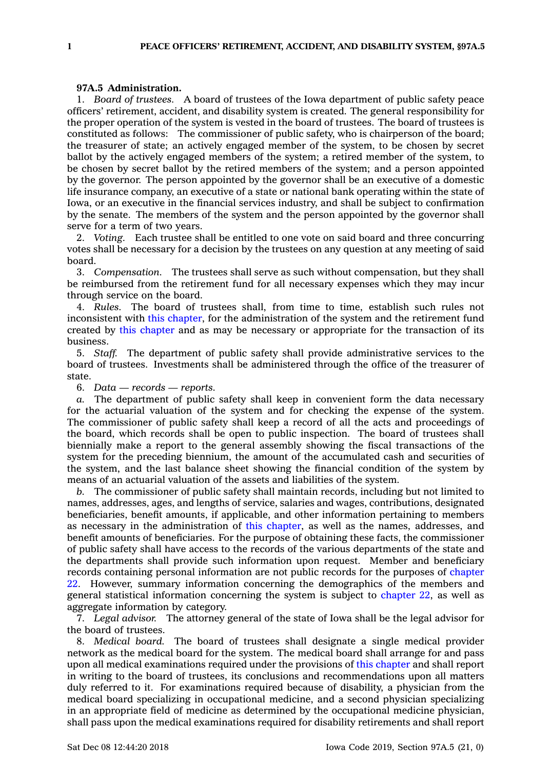**97A.5 Administration.**

1. *Board of trustees.* A board of trustees of the Iowa department of public safety peace officers' retirement, accident, and disability system is created. The general responsibility for the proper operation of the system is vested in the board of trustees. The board of trustees is constituted as follows: The commissioner of public safety, who is chairperson of the board; the treasurer of state; an actively engaged member of the system, to be chosen by secret ballot by the actively engaged members of the system; a retired member of the system, to be chosen by secret ballot by the retired members of the system; and a person appointed by the governor. The person appointed by the governor shall be an executive of a domestic life insurance company, an executive of a state or national bank operating within the state of Iowa, or an executive in the financial services industry, and shall be subject to confirmation by the senate. The members of the system and the person appointed by the governor shall serve for a term of two years.

2. *Voting.* Each trustee shall be entitled to one vote on said board and three concurring votes shall be necessary for a decision by the trustees on any question at any meeting of said board.

3. *Compensation.* The trustees shall serve as such without compensation, but they shall be reimbursed from the retirement fund for all necessary expenses which they may incur through service on the board.

4. *Rules.* The board of trustees shall, from time to time, establish such rules not inconsistent with this chapter, for the administration of the system and the retirement fund created by this chapter and as may be necessary or appropriate for the transaction of its business.

5. *Staff.* The department of public safety shall provide administrative services to the board of trustees. Investments shall be administered through the office of the treasurer of state.

6. *Data — records — reports.*

*a.* The department of public safety shall keep in convenient form the data necessary for the actuarial valuation of the system and for checking the expense of the system. The commissioner of public safety shall keep a record of all the acts and proceedings of the board, which records shall be open to public inspection. The board of trustees shall biennially make a report to the general assembly showing the fiscal transactions of the system for the preceding biennium, the amount of the accumulated cash and securities of the system, and the last balance sheet showing the financial condition of the system by means of an actuarial valuation of the assets and liabilities of the system.

*b.* The commissioner of public safety shall maintain records, including but not limited to names, addresses, ages, and lengths of service, salaries and wages, contributions, designated beneficiaries, benefit amounts, if applicable, and other information pertaining to members as necessary in the administration of this chapter, as well as the names, addresses, and benefit amounts of beneficiaries. For the purpose of obtaining these facts, the commissioner of public safety shall have access to the records of the various departments of the state and the departments shall provide such information upon request. Member and beneficiary records containing personal information are not public records for the purposes of chapter 22. However, summary information concerning the demographics of the members and general statistical information concerning the system is subject to chapter 22, as well as aggregate information by category.

7. *Legal advisor.* The attorney general of the state of Iowa shall be the legal advisor for the board of trustees.

8. *Medical board.* The board of trustees shall designate a single medical provider network as the medical board for the system. The medical board shall arrange for and pass upon all medical examinations required under the provisions of this chapter and shall report in writing to the board of trustees, its conclusions and recommendations upon all matters duly referred to it. For examinations required because of disability, a physician from the medical board specializing in occupational medicine, and a second physician specializing in an appropriate field of medicine as determined by the occupational medicine physician, shall pass upon the medical examinations required for disability retirements and shall report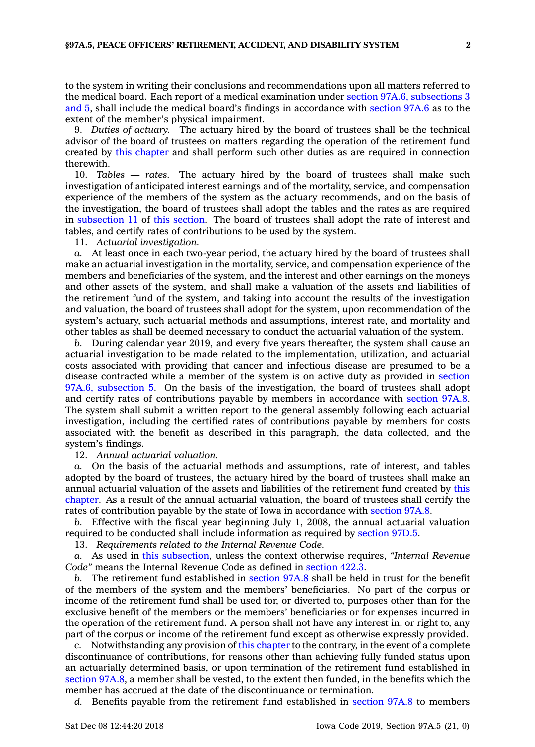to the system in writing their conclusions and recommendations upon all matters referred to the medical board. Each report of a medical examination under section 97A.6, subsections 3 and 5, shall include the medical board's findings in accordance with section 97A.6 as to the extent of the member's physical impairment.

9. *Duties of actuary.* The actuary hired by the board of trustees shall be the technical advisor of the board of trustees on matters regarding the operation of the retirement fund created by this chapter and shall perform such other duties as are required in connection therewith.

10. *Tables — rates.* The actuary hired by the board of trustees shall make such investigation of anticipated interest earnings and of the mortality, service, and compensation experience of the members of the system as the actuary recommends, and on the basis of the investigation, the board of trustees shall adopt the tables and the rates as are required in subsection 11 of this section. The board of trustees shall adopt the rate of interest and tables, and certify rates of contributions to be used by the system.

11. *Actuarial investigation.*

*a.* At least once in each two-year period, the actuary hired by the board of trustees shall make an actuarial investigation in the mortality, service, and compensation experience of the members and beneficiaries of the system, and the interest and other earnings on the moneys and other assets of the system, and shall make a valuation of the assets and liabilities of the retirement fund of the system, and taking into account the results of the investigation and valuation, the board of trustees shall adopt for the system, upon recommendation of the system's actuary, such actuarial methods and assumptions, interest rate, and mortality and other tables as shall be deemed necessary to conduct the actuarial valuation of the system.

*b.* During calendar year 2019, and every five years thereafter, the system shall cause an actuarial investigation to be made related to the implementation, utilization, and actuarial costs associated with providing that cancer and infectious disease are presumed to be a disease contracted while a member of the system is on active duty as provided in section 97A.6, subsection 5. On the basis of the investigation, the board of trustees shall adopt and certify rates of contributions payable by members in accordance with section 97A.8. The system shall submit a written report to the general assembly following each actuarial investigation, including the certified rates of contributions payable by members for costs associated with the benefit as described in this paragraph, the data collected, and the system's findings.

12. *Annual actuarial valuation.*

*a.* On the basis of the actuarial methods and assumptions, rate of interest, and tables adopted by the board of trustees, the actuary hired by the board of trustees shall make an annual actuarial valuation of the assets and liabilities of the retirement fund created by this chapter. As a result of the annual actuarial valuation, the board of trustees shall certify the rates of contribution payable by the state of Iowa in accordance with section 97A.8.

*b.* Effective with the fiscal year beginning July 1, 2008, the annual actuarial valuation required to be conducted shall include information as required by section 97D.5.

13. *Requirements related to the Internal Revenue Code.*

*a.* As used in this subsection, unless the context otherwise requires, *"Internal Revenue Code"* means the Internal Revenue Code as defined in section 422.3.

*b.* The retirement fund established in section 97A.8 shall be held in trust for the benefit of the members of the system and the members' beneficiaries. No part of the corpus or income of the retirement fund shall be used for, or diverted to, purposes other than for the exclusive benefit of the members or the members' beneficiaries or for expenses incurred in the operation of the retirement fund. A person shall not have any interest in, or right to, any part of the corpus or income of the retirement fund except as otherwise expressly provided.

*c.* Notwithstanding any provision of this chapter to the contrary, in the event of a complete discontinuance of contributions, for reasons other than achieving fully funded status upon an actuarially determined basis, or upon termination of the retirement fund established in section 97A.8, a member shall be vested, to the extent then funded, in the benefits which the member has accrued at the date of the discontinuance or termination.

*d.* Benefits payable from the retirement fund established in section 97A.8 to members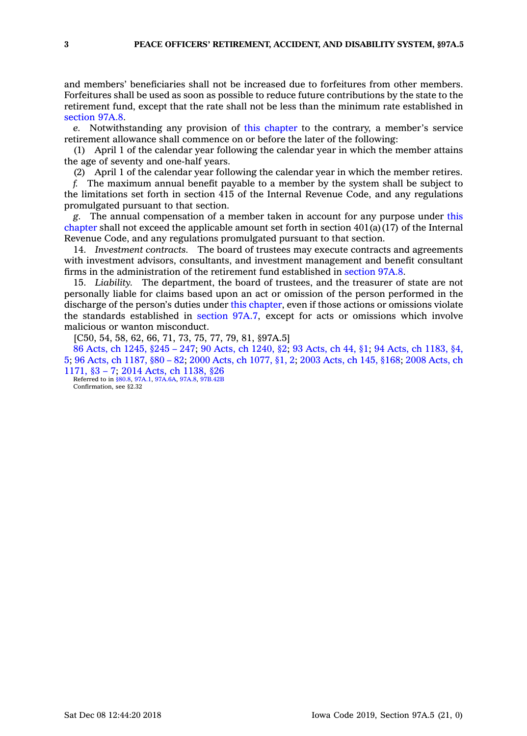and members' beneficiaries shall not be increased due to forfeitures from other members. Forfeitures shall be used as soon as possible to reduce future contributions by the state to the retirement fund, except that the rate shall not be less than the minimum rate established in section 97A.8.

*e.* Notwithstanding any provision of this chapter to the contrary, a member's service retirement allowance shall commence on or before the later of the following:

(1) April 1 of the calendar year following the calendar year in which the member attains the age of seventy and one-half years.

(2) April 1 of the calendar year following the calendar year in which the member retires.

*f.* The maximum annual benefit payable to a member by the system shall be subject to the limitations set forth in section 415 of the Internal Revenue Code, and any regulations promulgated pursuant to that section.

*g.* The annual compensation of a member taken in account for any purpose under this chapter shall not exceed the applicable amount set forth in section 401(a)(17) of the Internal Revenue Code, and any regulations promulgated pursuant to that section.

14. *Investment contracts.* The board of trustees may execute contracts and agreements with investment advisors, consultants, and investment management and benefit consultant firms in the administration of the retirement fund established in section 97A.8.

15. *Liability.* The department, the board of trustees, and the treasurer of state are not personally liable for claims based upon an act or omission of the person performed in the discharge of the person's duties under this chapter, even if those actions or omissions violate the standards established in section 97A.7, except for acts or omissions which involve malicious or wanton misconduct.

[C50, 54, 58, 62, 66, 71, 73, 75, 77, 79, 81, §97A.5]

86 Acts, ch 1245, §245 – 247; 90 Acts, ch 1240, §2; 93 Acts, ch 44, §1; 94 Acts, ch 1183, §4, 5; 96 Acts, ch 1187, §80 – 82; 2000 Acts, ch 1077, §1, 2; 2003 Acts, ch 145, §168; 2008 Acts, ch 1171, §3 – 7; 2014 Acts, ch 1138, §26

Referred to in §80.8, 97A.1, 97A.6A, 97A.8, 97B.42B

Confirmation, see §2.32